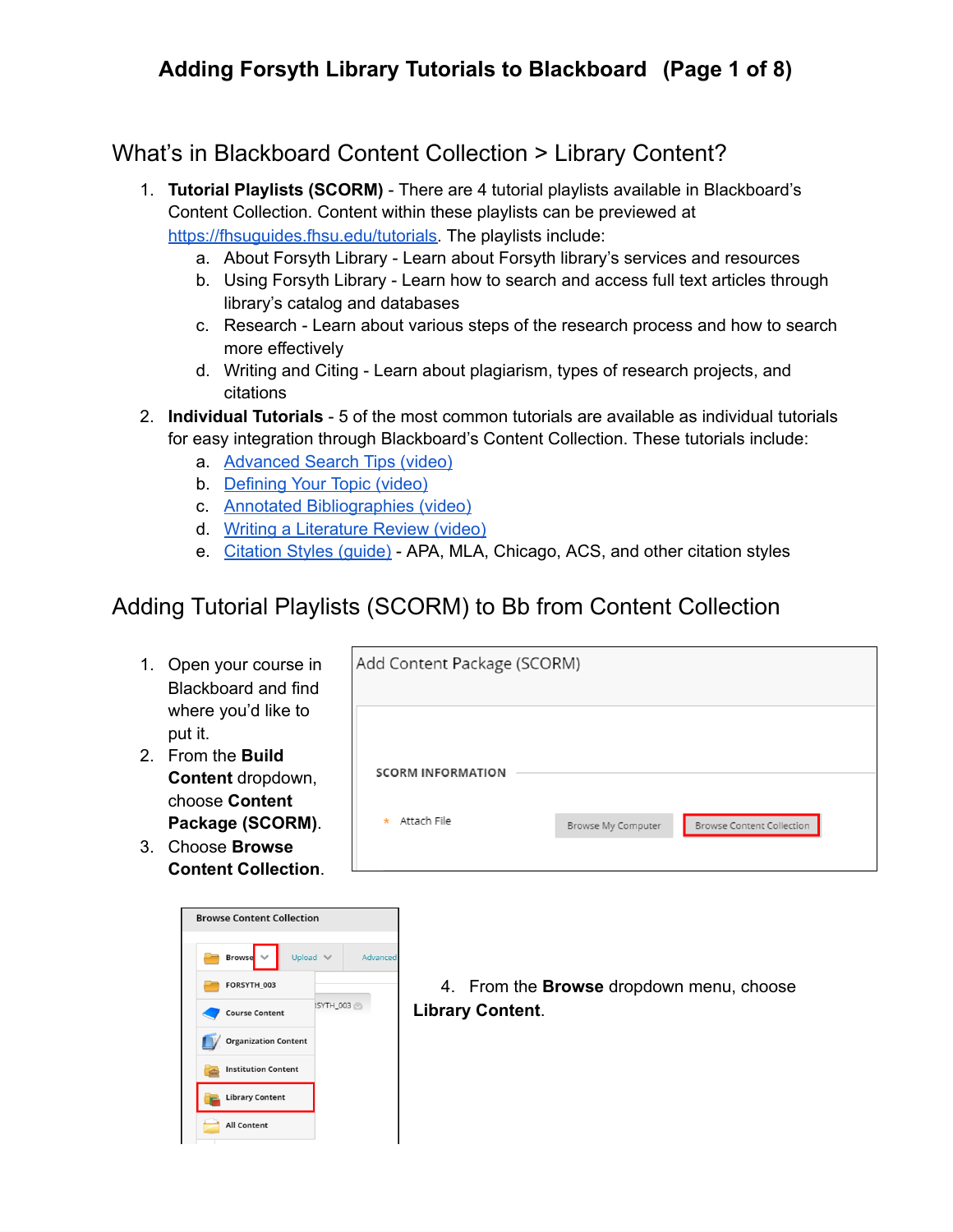# Adding Forsyth Library Tutorials to Blackboard (Page 1 of 8)

## What's in Blackboard Content Collection > Library Content?

1. **Tutorial Playlists (SCORM)** - There are 4 tutorial playlists available in Blackboard's Content Collection. Content within these playlists can be previewed at [https://fhsuguides.fhsu.edu/tutorials](https://fhsuguides.fhsu.edu/tutorials). The playlists include:
   a. About Forsyth Library - Learn about Forsyth library's services and resources
   b. Using Forsyth Library - Learn how to search and access full text articles through library's catalog and databases
   c. Research - Learn about various steps of the research process and how to search more effectively
   d. Writing and Citing - Learn about plagiarism, types of research projects, and citations
2. **Individual Tutorials** - 5 of the most common tutorials are available as individual tutorials for easy integration through Blackboard's Content Collection. These tutorials include:
   a. Advanced Search Tips (video)
   b. Defining Your Topic (video)
   c. Annotated Bibliographies (video)
   d. Writing a Literature Review (video)
   e. Citation Styles (guide) - APA, MLA, Chicago, ACS, and other citation styles

## Adding Tutorial Playlists (SCORM) to Bb from Content Collection

1. Open your course in Blackboard and find where you'd like to put it.
2. From the **Build Content** dropdown, choose **Content Package (SCORM)**.
3. Choose **Browse Content Collection**.

Add Content Package (SCORM)

SCORM INFORMATION

* Attach File Browse My Computer Browse Content Collection

Browse Content Collection

Browse | Upload | Advanced

FORSYTH_003
Course Content
Organization Content
Institution Content
Library Content
All Content

4. From the **Browse** dropdown menu, choose **Library Content**.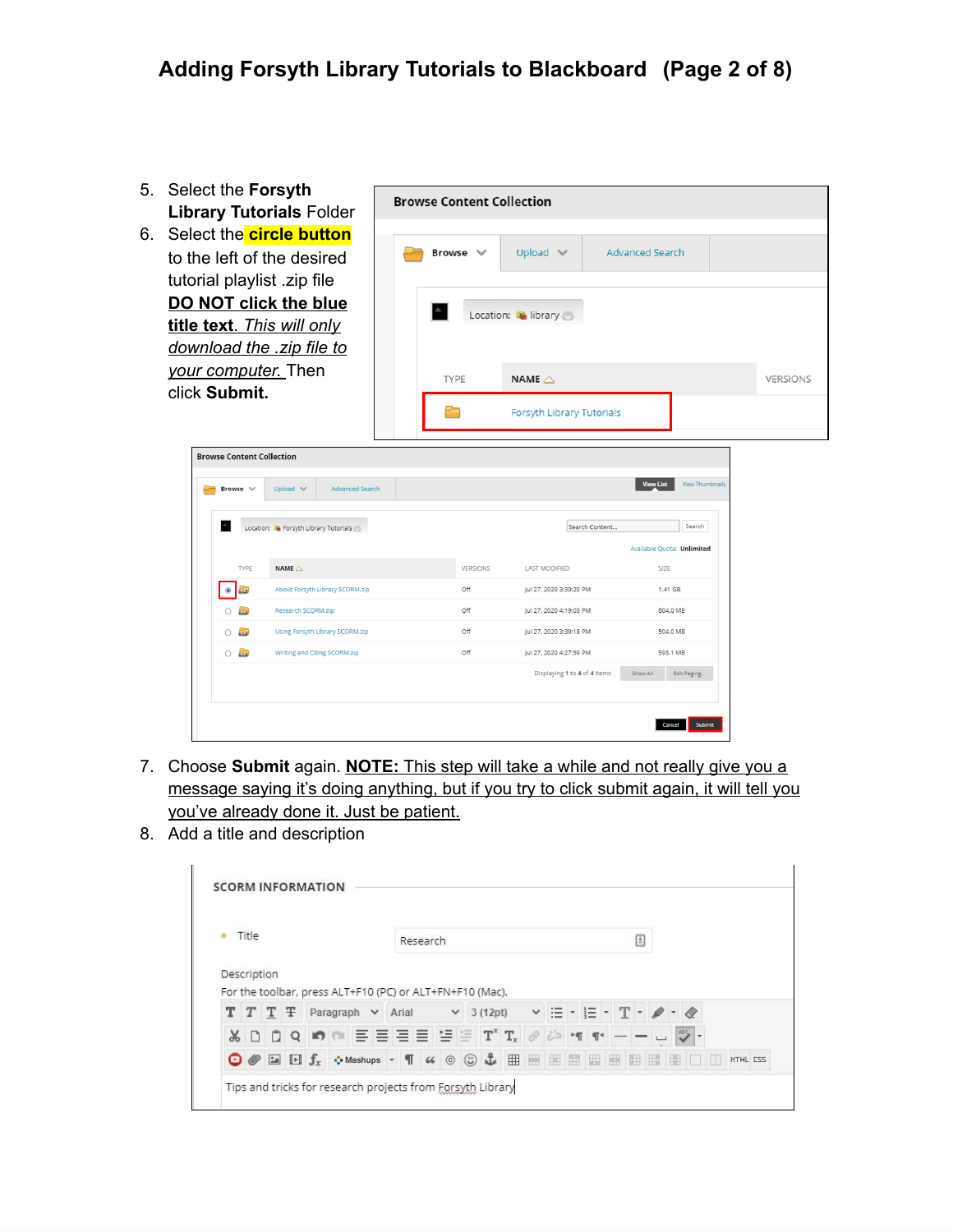# Adding Forsyth Library Tutorials to Blackboard (Page 2 of 8)

5. Select the **Forsyth Library Tutorials** Folder
6. Select the **circle button** to the left of the desired tutorial playlist .zip file **DO NOT click the blue title text**. *This will only download the .zip file to your computer.* Then click **Submit.**
7. Choose **Submit** again. **NOTE:** This step will take a while and not really give you a message saying it's doing anything, but if you try to click submit again, it will tell you you've already done it. Just be patient.
8. Add a title and description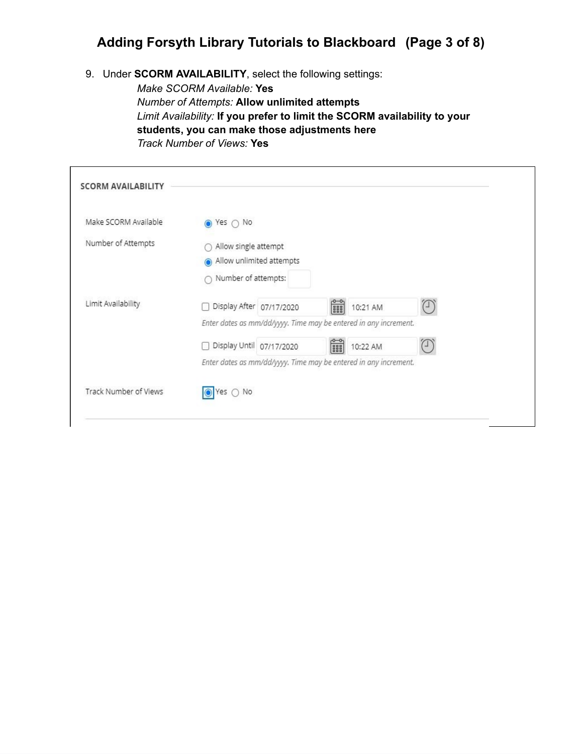9. Under **SCORM AVAILABILITY**, select the following settings:

   *Make SCORM Available:* **Yes**
   *Number of Attempts:* **Allow unlimited attempts**
   *Limit Availability:* **If you prefer to limit the SCORM availability to your students, you can make those adjustments here**
   *Track Number of Views:* **Yes**

SCORM AVAILABILITY

| | |
|---|---|
| Make SCORM Available | (●) Yes ( ) No |
| Number of Attempts | ( ) Allow single attempt<br>(●) Allow unlimited attempts<br>( ) Number of attempts: |
| Limit Availability | [ ] Display After 07/17/2020 10:21 AM<br>*Enter dates as mm/dd/yyyy. Time may be entered in any increment.*<br>[ ] Display Until 07/17/2020 10:22 AM<br>*Enter dates as mm/dd/yyyy. Time may be entered in any increment.* |
| Track Number of Views | (●) Yes ( ) No |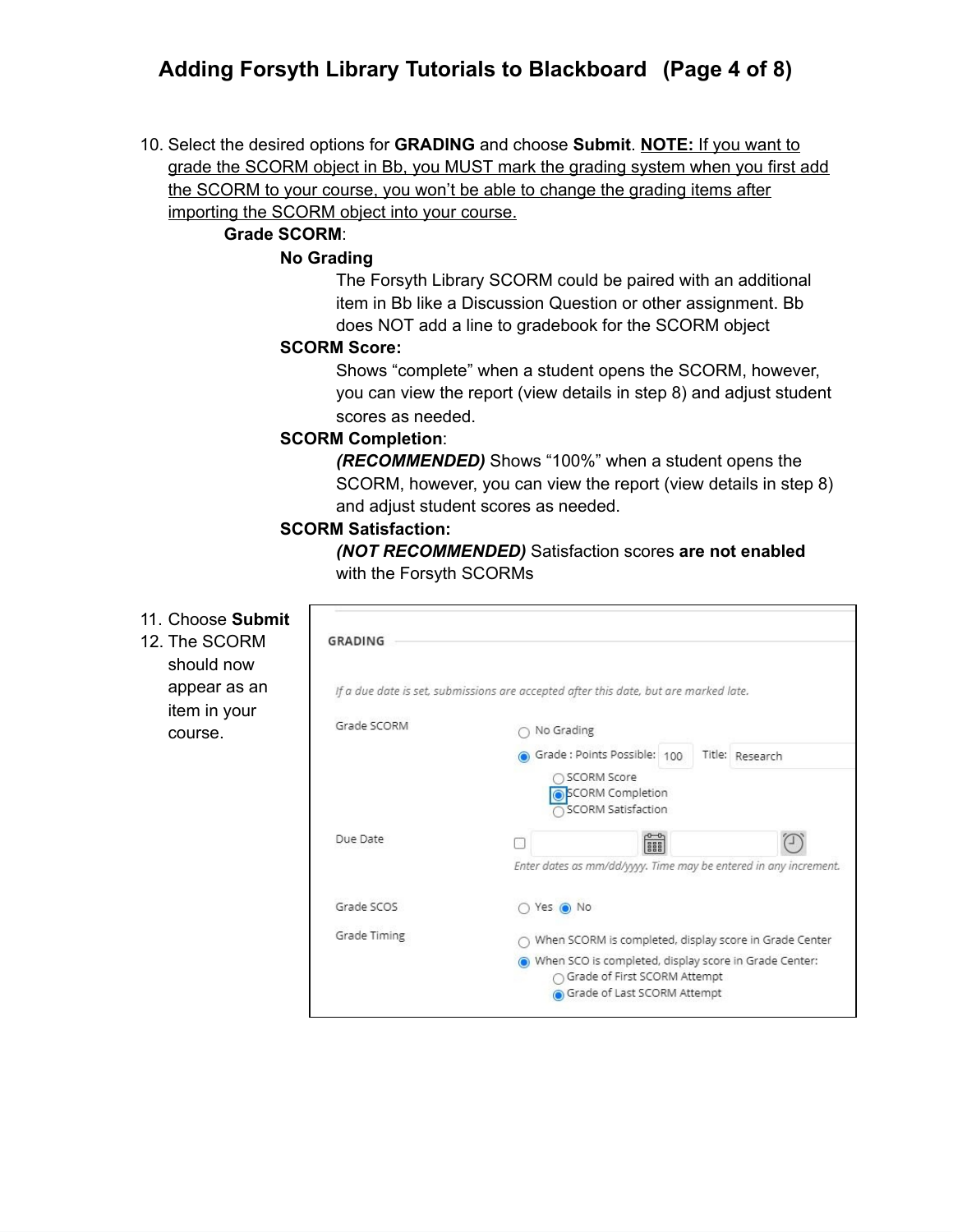10. Select the desired options for **GRADING** and choose **Submit**. **NOTE:** If you want to grade the SCORM object in Bb, you MUST mark the grading system when you first add the SCORM to your course, you won't be able to change the grading items after importing the SCORM object into your course.

    **Grade SCORM**:

    - **No Grading**

      The Forsyth Library SCORM could be paired with an additional item in Bb like a Discussion Question or other assignment. Bb does NOT add a line to gradebook for the SCORM object

    - **SCORM Score:**

      Shows "complete" when a student opens the SCORM, however, you can view the report (view details in step 8) and adjust student scores as needed.

    - **SCORM Completion**:

      ***(RECOMMENDED)*** Shows "100%" when a student opens the SCORM, however, you can view the report (view details in step 8) and adjust student scores as needed.

    - **SCORM Satisfaction:**

      ***(NOT RECOMMENDED)*** Satisfaction scores **are not enabled** with the Forsyth SCORMs

11. Choose **Submit**
12. The SCORM should now appear as an item in your course.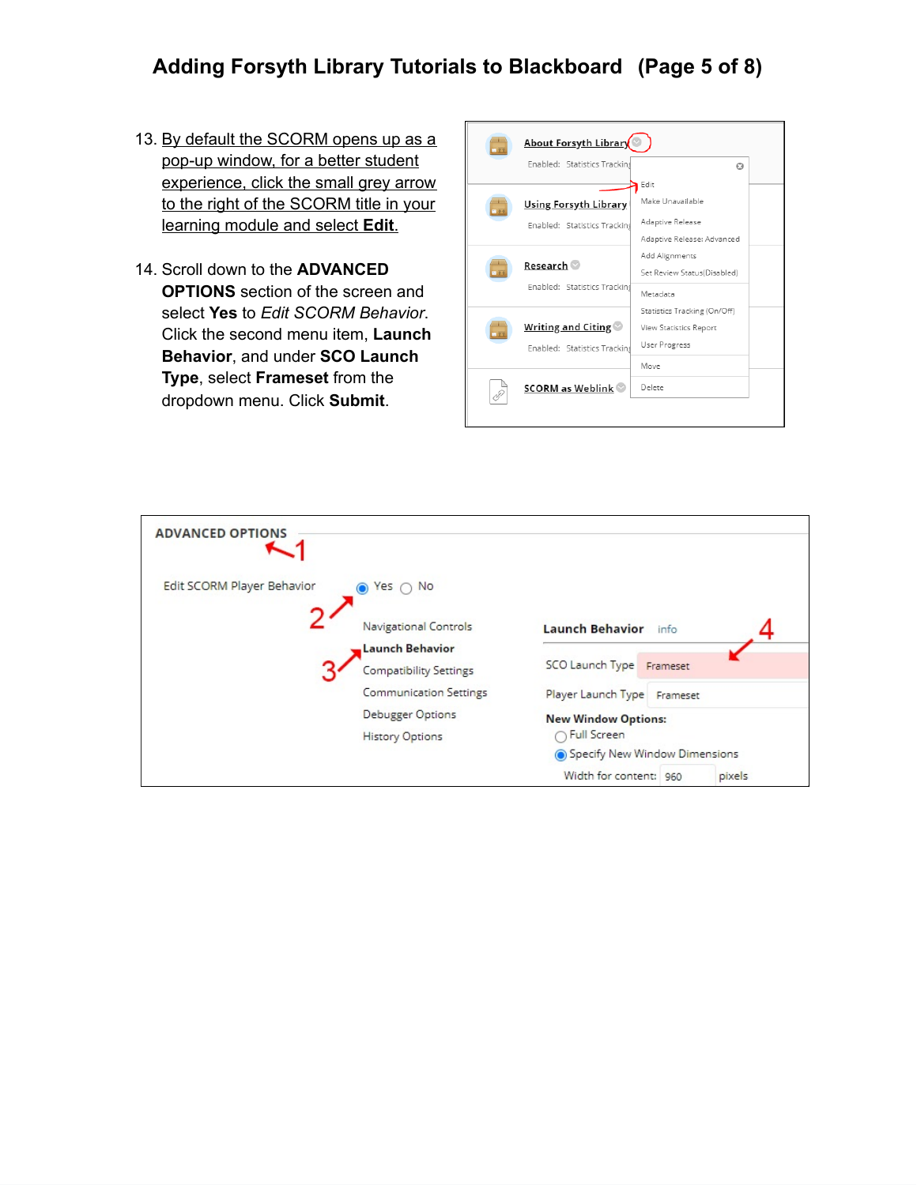13. By default the SCORM opens up as a pop-up window, for a better student experience, click the small grey arrow to the right of the SCORM title in your learning module and select **Edit**.

14. Scroll down to the **ADVANCED OPTIONS** section of the screen and select **Yes** to *Edit SCORM Behavior*. Click the second menu item, **Launch Behavior**, and under **SCO Launch Type**, select **Frameset** from the dropdown menu. Click **Submit**.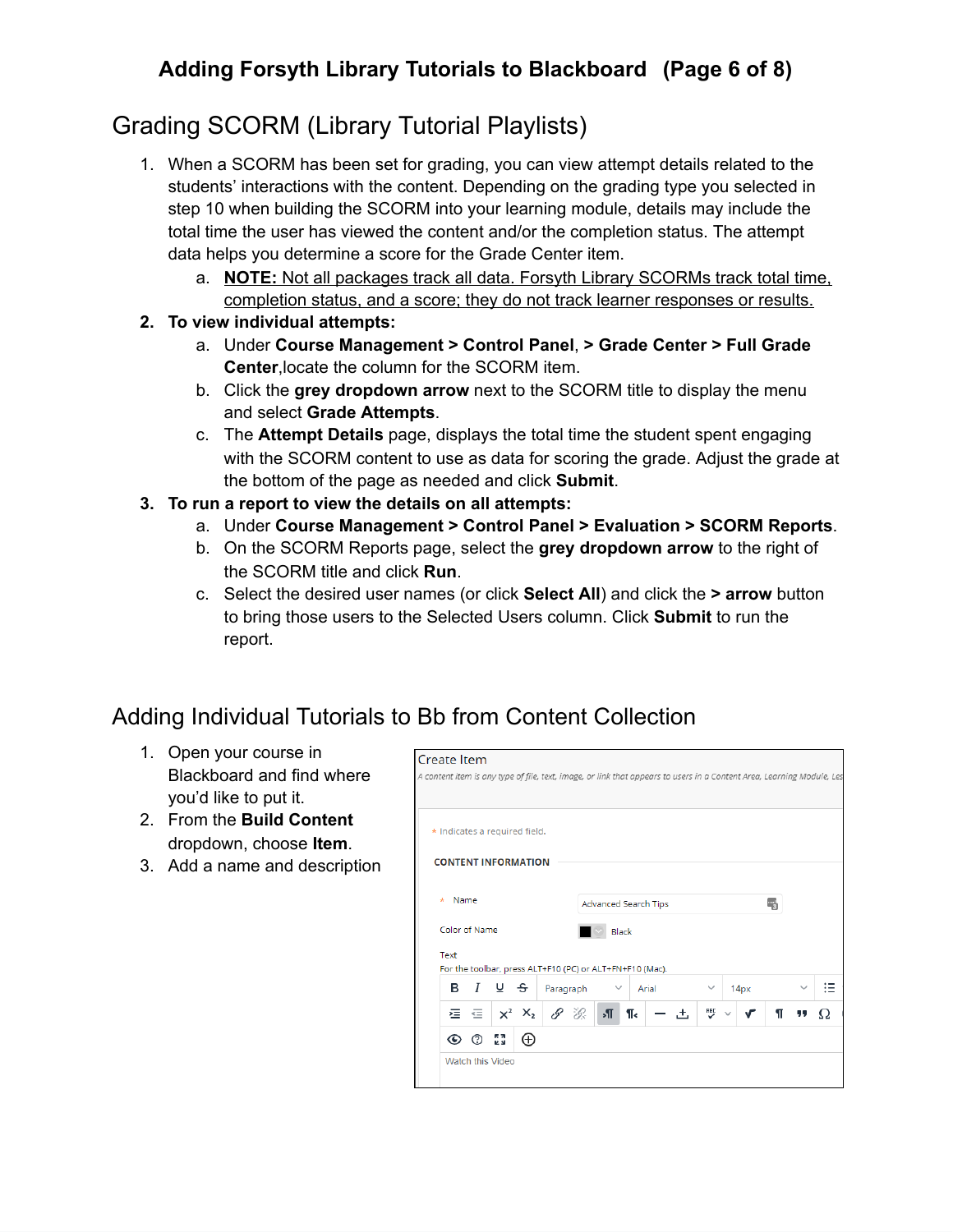## Grading SCORM (Library Tutorial Playlists)

1. When a SCORM has been set for grading, you can view attempt details related to the students' interactions with the content. Depending on the grading type you selected in step 10 when building the SCORM into your learning module, details may include the total time the user has viewed the content and/or the completion status. The attempt data helps you determine a score for the Grade Center item.
   a. **NOTE:** Not all packages track all data. Forsyth Library SCORMs track total time, completion status, and a score; they do not track learner responses or results.
2. **To view individual attempts:**
   a. Under **Course Management > Control Panel**, **> Grade Center > Full Grade Center**,locate the column for the SCORM item.
   b. Click the **grey dropdown arrow** next to the SCORM title to display the menu and select **Grade Attempts**.
   c. The **Attempt Details** page, displays the total time the student spent engaging with the SCORM content to use as data for scoring the grade. Adjust the grade at the bottom of the page as needed and click **Submit**.
3. **To run a report to view the details on all attempts:**
   a. Under **Course Management > Control Panel > Evaluation > SCORM Reports**.
   b. On the SCORM Reports page, select the **grey dropdown arrow** to the right of the SCORM title and click **Run**.
   c. Select the desired user names (or click **Select All**) and click the **> arrow** button to bring those users to the Selected Users column. Click **Submit** to run the report.

## Adding Individual Tutorials to Bb from Content Collection

1. Open your course in Blackboard and find where you'd like to put it.
2. From the **Build Content** dropdown, choose **Item**.
3. Add a name and description

Create Item
A content item is any type of file, text, image, or link that appears to users in a Content Area, Learning Module, Les

* Indicates a required field.

CONTENT INFORMATION

* Name: Advanced Search Tips

Color of Name: Black

Text
For the toolbar, press ALT+F10 (PC) or ALT+FN+F10 (Mac).

Paragraph | Arial | 14px

Watch this Video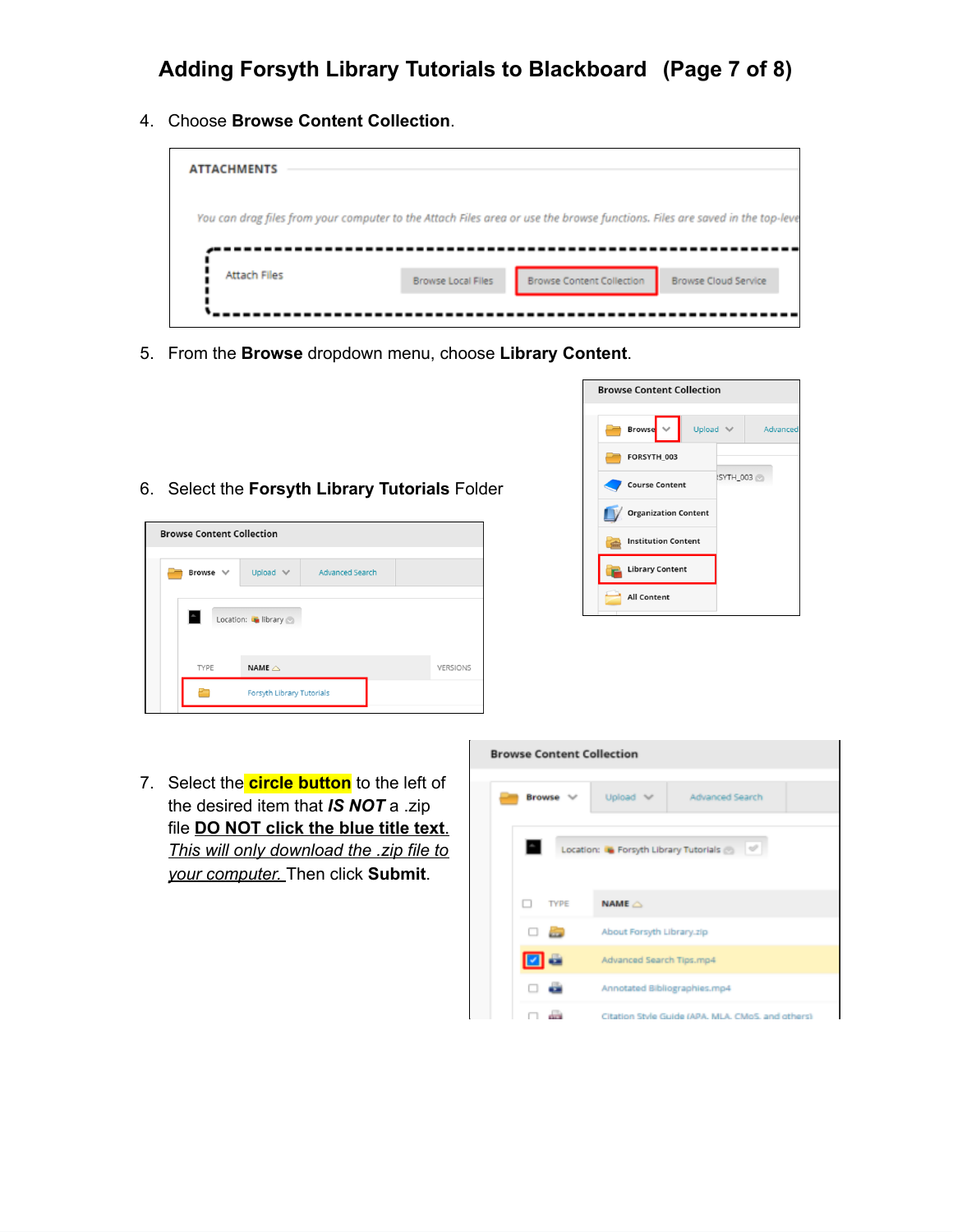# Adding Forsyth Library Tutorials to Blackboard (Page 7 of 8)

4. Choose **Browse Content Collection**.

5. From the **Browse** dropdown menu, choose **Library Content**.

6. Select the **Forsyth Library Tutorials** Folder

7. Select the **circle button** to the left of the desired item that ***IS NOT*** a .zip file **DO NOT click the blue title text**. *This will only download the .zip file to your computer.* Then click **Submit**.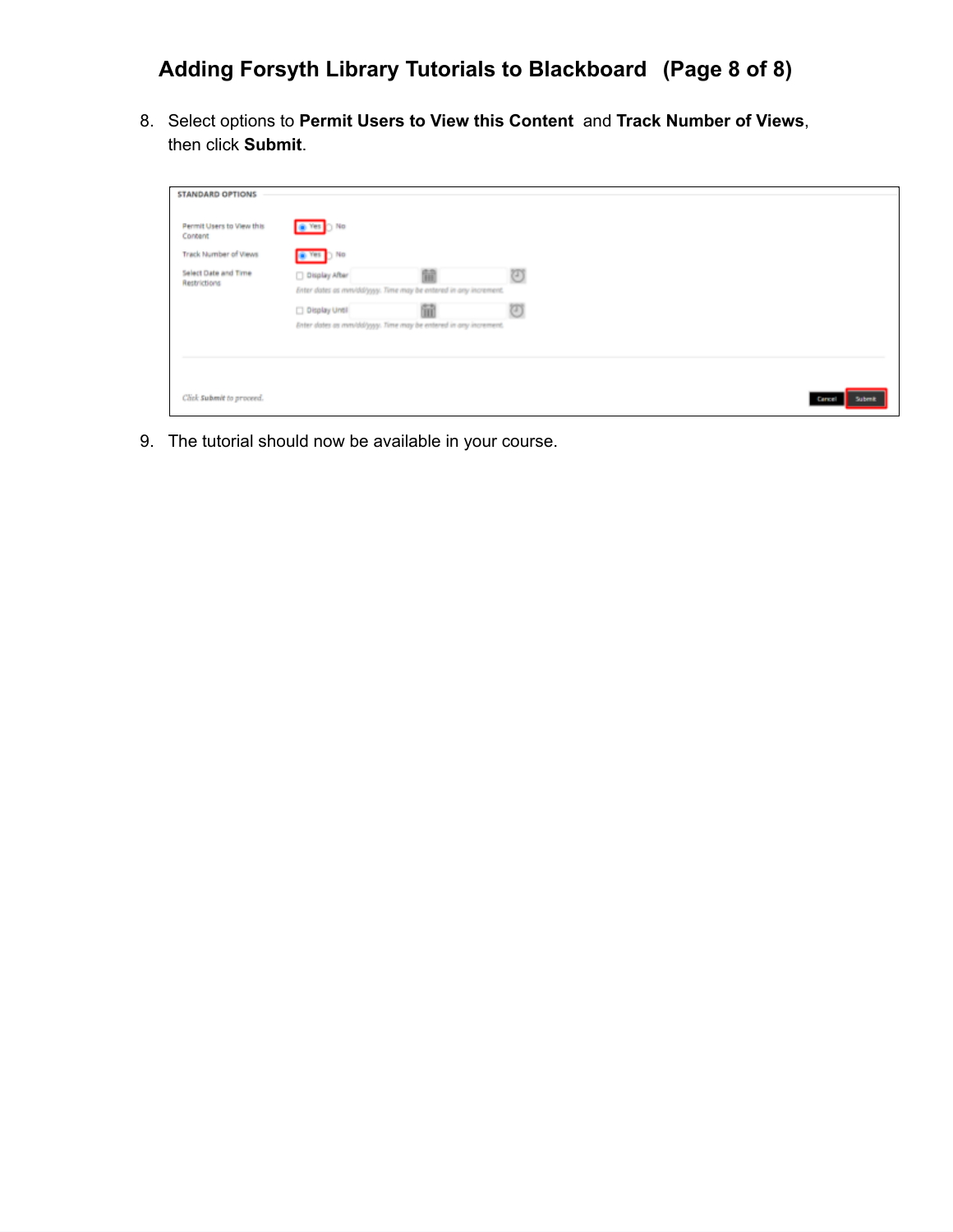# Adding Forsyth Library Tutorials to Blackboard (Page 8 of 8)

8. Select options to **Permit Users to View this Content** and **Track Number of Views**, then click **Submit**.

9. The tutorial should now be available in your course.